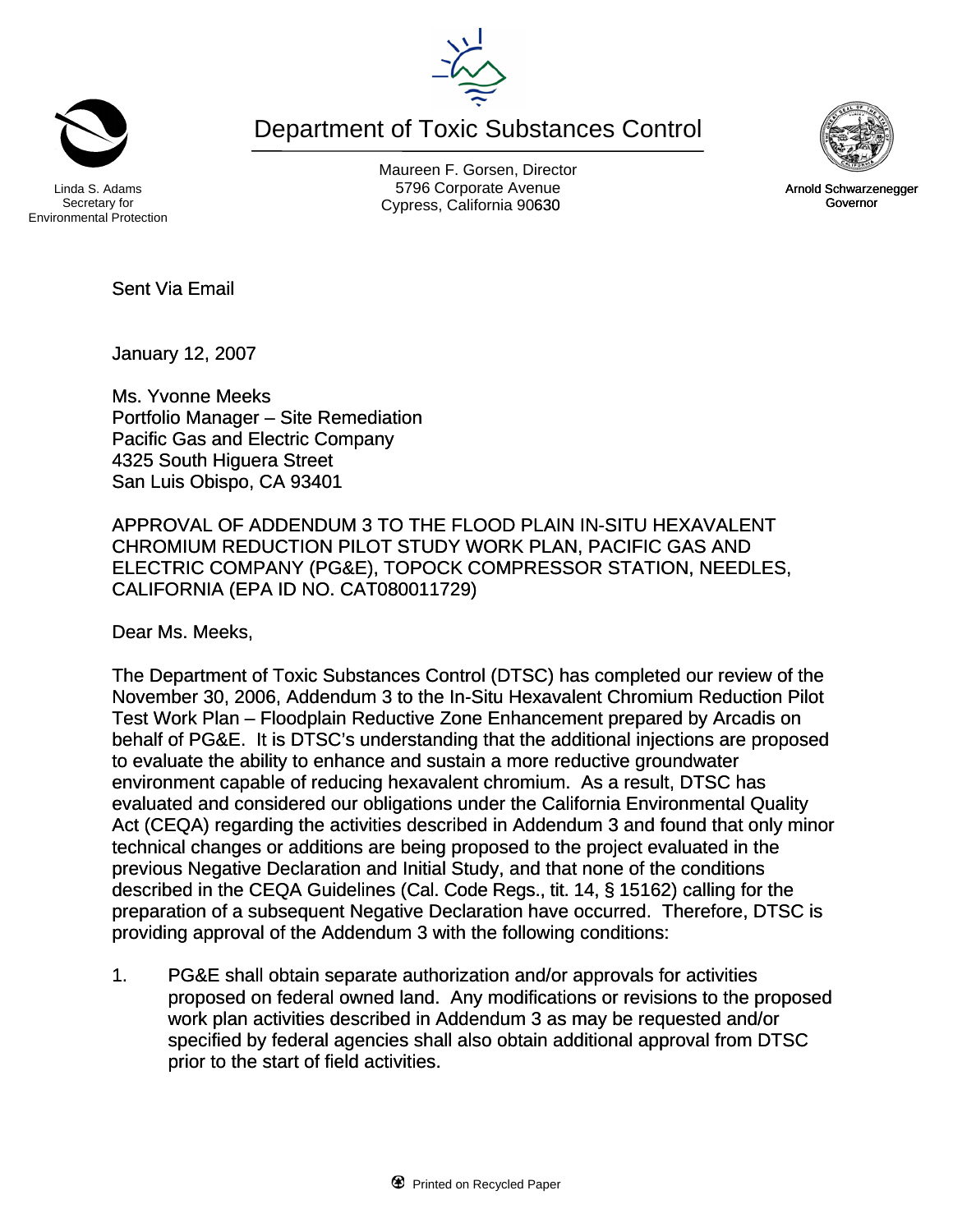Linda S. Adams
Secretary for
Environmental Protection

# Department of Toxic Substances Control

Maureen F. Gorsen, Director
5796 Corporate Avenue
Cypress, California 90630

Arnold Schwarzenegger
Governor

Sent Via Email

January 12, 2007

Ms. Yvonne Meeks
Portfolio Manager – Site Remediation
Pacific Gas and Electric Company
4325 South Higuera Street
San Luis Obispo, CA 93401

APPROVAL OF ADDENDUM 3 TO THE FLOOD PLAIN IN-SITU HEXAVALENT CHROMIUM REDUCTION PILOT STUDY WORK PLAN, PACIFIC GAS AND ELECTRIC COMPANY (PG&E), TOPOCK COMPRESSOR STATION, NEEDLES, CALIFORNIA (EPA ID NO. CAT080011729)

Dear Ms. Meeks,

The Department of Toxic Substances Control (DTSC) has completed our review of the November 30, 2006, Addendum 3 to the In-Situ Hexavalent Chromium Reduction Pilot Test Work Plan – Floodplain Reductive Zone Enhancement prepared by Arcadis on behalf of PG&E. It is DTSC's understanding that the additional injections are proposed to evaluate the ability to enhance and sustain a more reductive groundwater environment capable of reducing hexavalent chromium. As a result, DTSC has evaluated and considered our obligations under the California Environmental Quality Act (CEQA) regarding the activities described in Addendum 3 and found that only minor technical changes or additions are being proposed to the project evaluated in the previous Negative Declaration and Initial Study, and that none of the conditions described in the CEQA Guidelines (Cal. Code Regs., tit. 14, § 15162) calling for the preparation of a subsequent Negative Declaration have occurred. Therefore, DTSC is providing approval of the Addendum 3 with the following conditions:

1. PG&E shall obtain separate authorization and/or approvals for activities proposed on federal owned land. Any modifications or revisions to the proposed work plan activities described in Addendum 3 as may be requested and/or specified by federal agencies shall also obtain additional approval from DTSC prior to the start of field activities.

Printed on Recycled Paper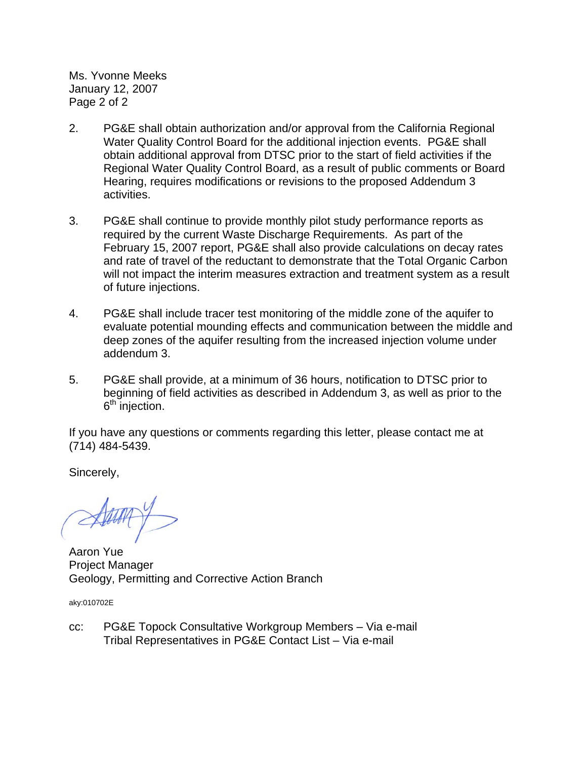2. PG&E shall obtain authorization and/or approval from the California Regional Water Quality Control Board for the additional injection events. PG&E shall obtain additional approval from DTSC prior to the start of field activities if the Regional Water Quality Control Board, as a result of public comments or Board Hearing, requires modifications or revisions to the proposed Addendum 3 activities.

3. PG&E shall continue to provide monthly pilot study performance reports as required by the current Waste Discharge Requirements. As part of the February 15, 2007 report, PG&E shall also provide calculations on decay rates and rate of travel of the reductant to demonstrate that the Total Organic Carbon will not impact the interim measures extraction and treatment system as a result of future injections.

4. PG&E shall include tracer test monitoring of the middle zone of the aquifer to evaluate potential mounding effects and communication between the middle and deep zones of the aquifer resulting from the increased injection volume under addendum 3.

5. PG&E shall provide, at a minimum of 36 hours, notification to DTSC prior to beginning of field activities as described in Addendum 3, as well as prior to the 6th injection.

If you have any questions or comments regarding this letter, please contact me at (714) 484-5439.

Sincerely,

Aaron Yue
Project Manager
Geology, Permitting and Corrective Action Branch

aky:010702E

cc: PG&E Topock Consultative Workgroup Members – Via e-mail
Tribal Representatives in PG&E Contact List – Via e-mail